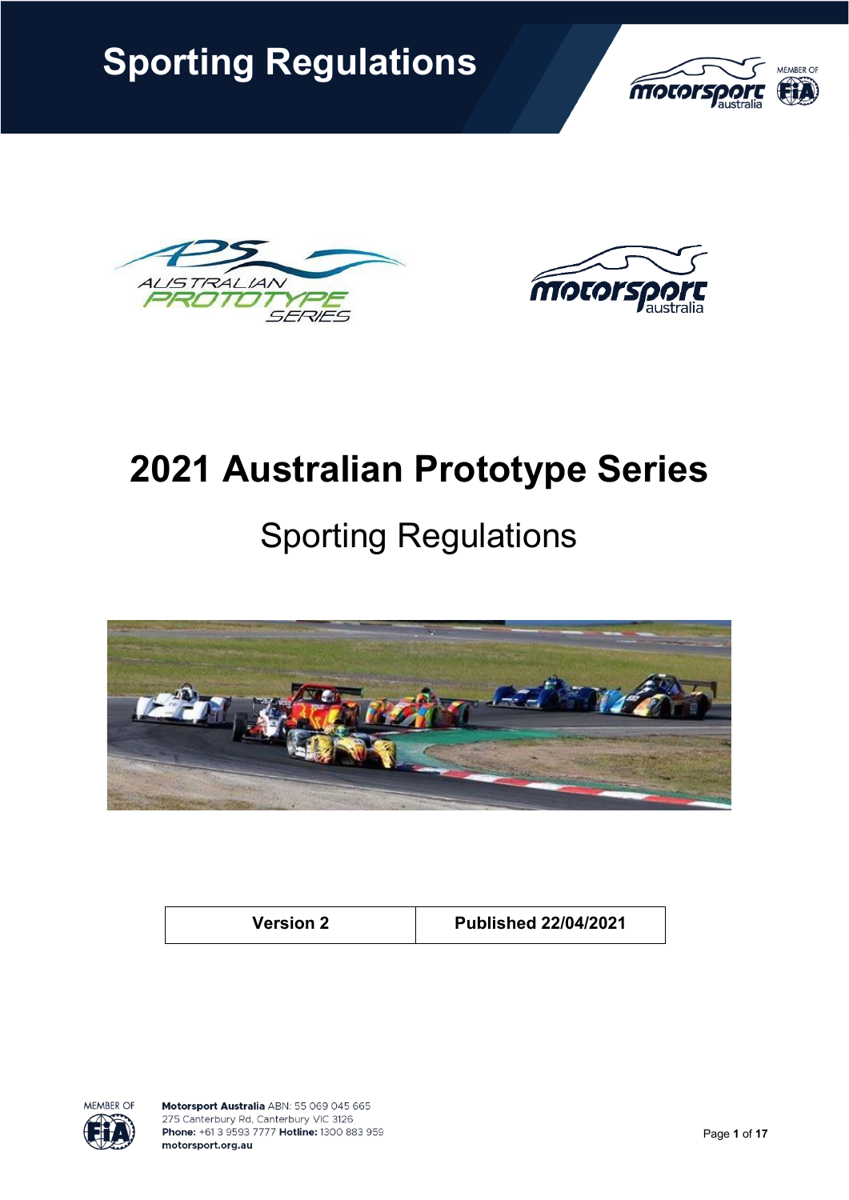# Sporting Regulations

# 2021 Australian Prototype Series

## Sporting Regulations

| Version 2 | Published 22/04/2021 |
| --- | --- |

**Motorsport Australia** ABN: 55 069 045 665
275 Canterbury Rd, Canterbury VIC 3126
**Phone:** +61 3 9593 7777 **Hotline:** 1300 883 959
motorsport.org.au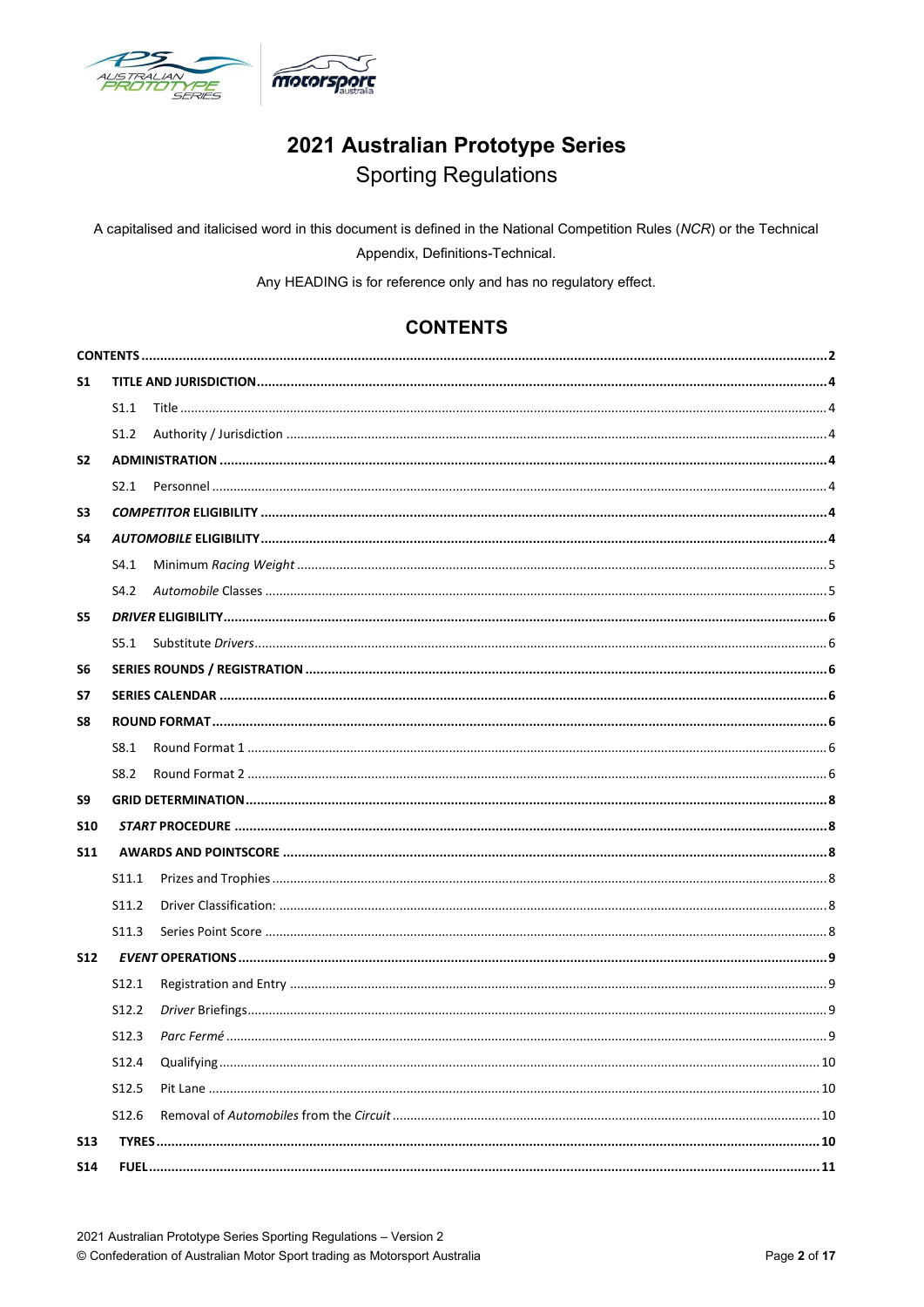# 2021 Australian Prototype Series

## Sporting Regulations

A capitalised and italicised word in this document is defined in the National Competition Rules (*NCR*) or the Technical Appendix, Definitions-Technical.

Any HEADING is for reference only and has no regulatory effect.

## CONTENTS

**CONTENTS** .......... **2**

**S1 TITLE AND JURISDICTION** .......... **4**
- S1.1 Title .......... 4
- S1.2 Authority / Jurisdiction .......... 4

**S2 ADMINISTRATION** .......... **4**
- S2.1 Personnel .......... 4

**S3 *COMPETITOR* ELIGIBILITY** .......... **4**

**S4 *AUTOMOBILE* ELIGIBILITY** .......... **4**
- S4.1 Minimum *Racing Weight* .......... 5
- S4.2 *Automobile* Classes .......... 5

**S5 *DRIVER* ELIGIBILITY** .......... **6**
- S5.1 Substitute *Drivers* .......... 6

**S6 SERIES ROUNDS / REGISTRATION** .......... **6**

**S7 SERIES CALENDAR** .......... **6**

**S8 ROUND FORMAT** .......... **6**
- S8.1 Round Format 1 .......... 6
- S8.2 Round Format 2 .......... 6

**S9 GRID DETERMINATION** .......... **8**

**S10 *START* PROCEDURE** .......... **8**

**S11 AWARDS AND POINTSCORE** .......... **8**
- S11.1 Prizes and Trophies .......... 8
- S11.2 Driver Classification: .......... 8
- S11.3 Series Point Score .......... 8

**S12 *EVENT* OPERATIONS** .......... **9**
- S12.1 Registration and Entry .......... 9
- S12.2 *Driver* Briefings .......... 9
- S12.3 *Parc Fermé* .......... 9
- S12.4 Qualifying .......... 10
- S12.5 Pit Lane .......... 10
- S12.6 Removal of *Automobiles* from the *Circuit* .......... 10

**S13 TYRES** .......... **10**

**S14 FUEL** .......... **11**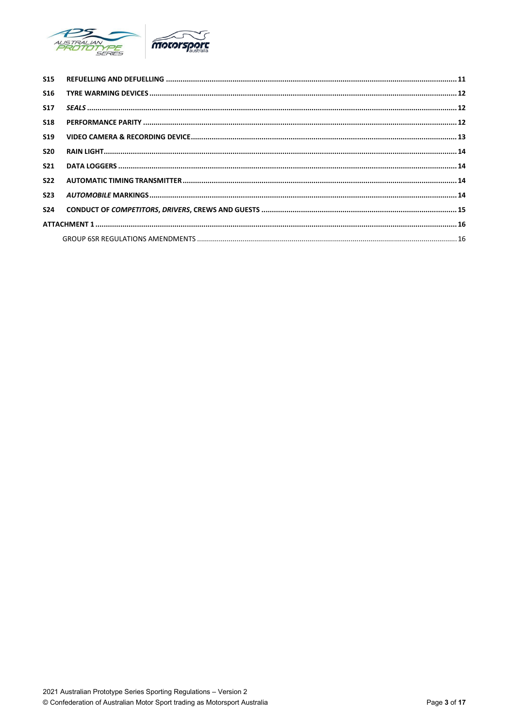| | | |
|---|---|---|
| **S15** | **REFUELLING AND DEFUELLING** | **11** |
| **S16** | **TYRE WARMING DEVICES** | **12** |
| **S17** | ***SEALS*** | **12** |
| **S18** | **PERFORMANCE PARITY** | **12** |
| **S19** | **VIDEO CAMERA & RECORDING DEVICE** | **13** |
| **S20** | **RAIN LIGHT** | **14** |
| **S21** | **DATA LOGGERS** | **14** |
| **S22** | **AUTOMATIC TIMING TRANSMITTER** | **14** |
| **S23** | ***AUTOMOBILE* MARKINGS** | **14** |
| **S24** | **CONDUCT OF *COMPETITORS*, *DRIVERS*, CREWS AND GUESTS** | **15** |
| **ATTACHMENT 1** | | **16** |
| | GROUP 6SR REGULATIONS AMENDMENTS | 16 |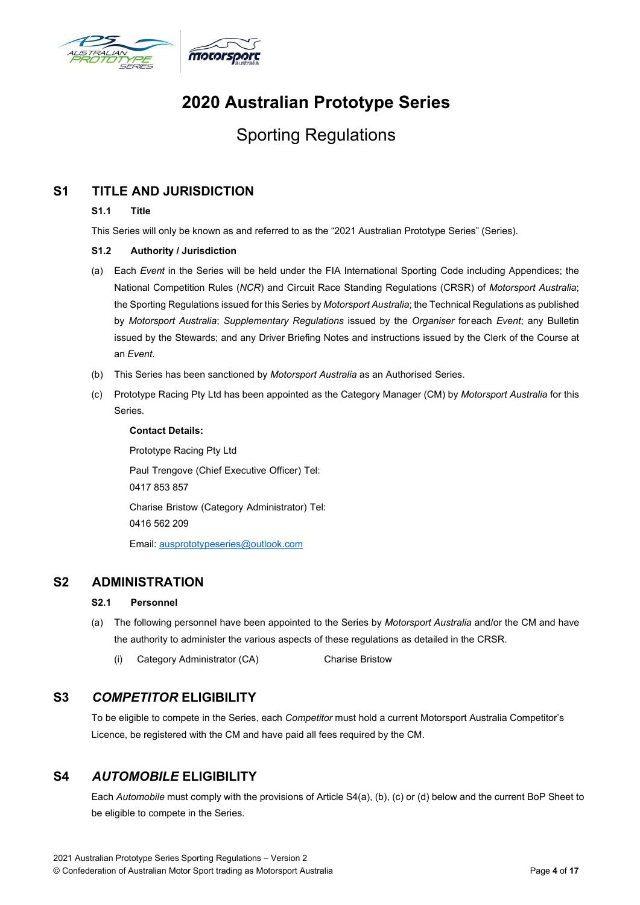# 2020 Australian Prototype Series

## Sporting Regulations

## S1 TITLE AND JURISDICTION

### S1.1 Title

This Series will only be known as and referred to as the "2021 Australian Prototype Series" (Series).

### S1.2 Authority / Jurisdiction

(a) Each *Event* in the Series will be held under the FIA International Sporting Code including Appendices; the National Competition Rules (*NCR*) and Circuit Race Standing Regulations (CRSR) of *Motorsport Australia*; the Sporting Regulations issued for this Series by *Motorsport Australia*; the Technical Regulations as published by *Motorsport Australia*; *Supplementary Regulations* issued by the *Organiser* for each *Event*; any Bulletin issued by the Stewards; and any Driver Briefing Notes and instructions issued by the Clerk of the Course at an *Event*.

(b) This Series has been sanctioned by *Motorsport Australia* as an Authorised Series.

(c) Prototype Racing Pty Ltd has been appointed as the Category Manager (CM) by *Motorsport Australia* for this Series.

**Contact Details:**

Prototype Racing Pty Ltd

Paul Trengove (Chief Executive Officer) Tel: 0417 853 857

Charise Bristow (Category Administrator) Tel: 0416 562 209

Email: ausprototypeseries@outlook.com

## S2 ADMINISTRATION

### S2.1 Personnel

(a) The following personnel have been appointed to the Series by *Motorsport Australia* and/or the CM and have the authority to administer the various aspects of these regulations as detailed in the CRSR.

(i) Category Administrator (CA) Charise Bristow

## S3 *COMPETITOR* ELIGIBILITY

To be eligible to compete in the Series, each *Competitor* must hold a current Motorsport Australia Competitor's Licence, be registered with the CM and have paid all fees required by the CM.

## S4 *AUTOMOBILE* ELIGIBILITY

Each *Automobile* must comply with the provisions of Article S4(a), (b), (c) or (d) below and the current BoP Sheet to be eligible to compete in the Series.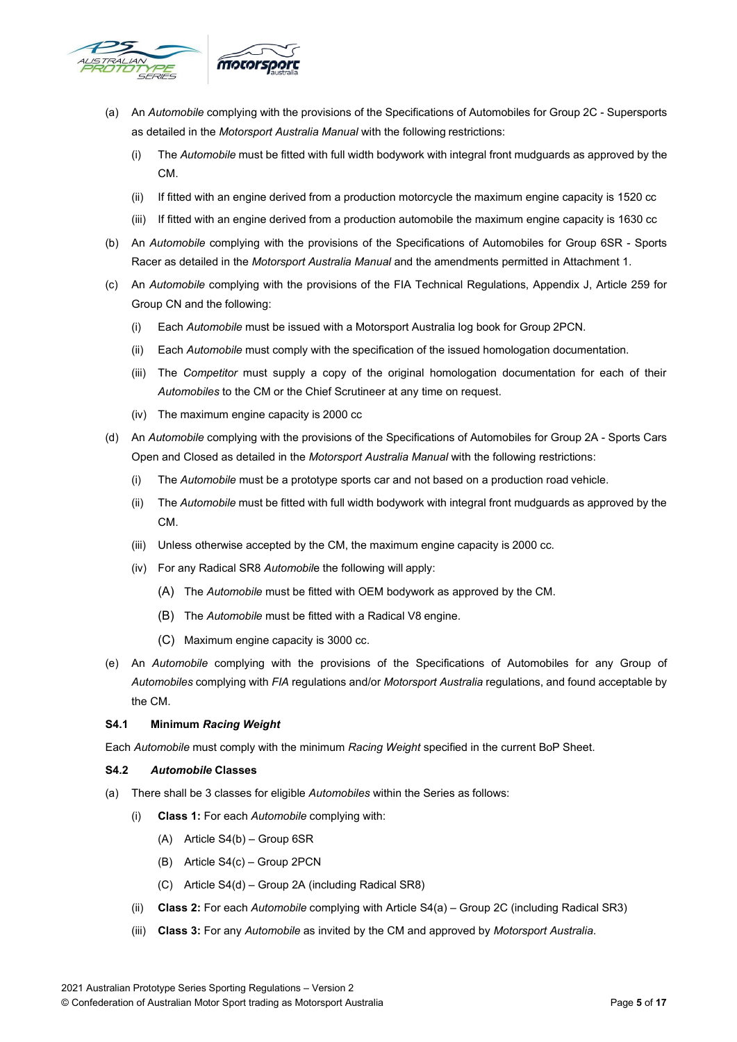(a) An *Automobile* complying with the provisions of the Specifications of Automobiles for Group 2C - Supersports as detailed in the *Motorsport Australia Manual* with the following restrictions:

  (i) The *Automobile* must be fitted with full width bodywork with integral front mudguards as approved by the CM.

  (ii) If fitted with an engine derived from a production motorcycle the maximum engine capacity is 1520 cc

  (iii) If fitted with an engine derived from a production automobile the maximum engine capacity is 1630 cc

(b) An *Automobile* complying with the provisions of the Specifications of Automobiles for Group 6SR - Sports Racer as detailed in the *Motorsport Australia Manual* and the amendments permitted in Attachment 1.

(c) An *Automobile* complying with the provisions of the FIA Technical Regulations, Appendix J, Article 259 for Group CN and the following:

  (i) Each *Automobile* must be issued with a Motorsport Australia log book for Group 2PCN.

  (ii) Each *Automobile* must comply with the specification of the issued homologation documentation.

  (iii) The *Competitor* must supply a copy of the original homologation documentation for each of their *Automobiles* to the CM or the Chief Scrutineer at any time on request.

  (iv) The maximum engine capacity is 2000 cc

(d) An *Automobile* complying with the provisions of the Specifications of Automobiles for Group 2A - Sports Cars Open and Closed as detailed in the *Motorsport Australia Manual* with the following restrictions:

  (i) The *Automobile* must be a prototype sports car and not based on a production road vehicle.

  (ii) The *Automobile* must be fitted with full width bodywork with integral front mudguards as approved by the CM.

  (iii) Unless otherwise accepted by the CM, the maximum engine capacity is 2000 cc.

  (iv) For any Radical SR8 *Automobile* the following will apply:

    (A) The *Automobile* must be fitted with OEM bodywork as approved by the CM.

    (B) The *Automobile* must be fitted with a Radical V8 engine.

    (C) Maximum engine capacity is 3000 cc.

(e) An *Automobile* complying with the provisions of the Specifications of Automobiles for any Group of *Automobiles* complying with *FIA* regulations and/or *Motorsport Australia* regulations, and found acceptable by the CM.

### S4.1 Minimum *Racing Weight*

Each *Automobile* must comply with the minimum *Racing Weight* specified in the current BoP Sheet.

### S4.2 *Automobile* Classes

(a) There shall be 3 classes for eligible *Automobiles* within the Series as follows:

  (i) **Class 1:** For each *Automobile* complying with:

    (A) Article S4(b) – Group 6SR

    (B) Article S4(c) – Group 2PCN

    (C) Article S4(d) – Group 2A (including Radical SR8)

  (ii) **Class 2:** For each *Automobile* complying with Article S4(a) – Group 2C (including Radical SR3)

  (iii) **Class 3:** For any *Automobile* as invited by the CM and approved by *Motorsport Australia*.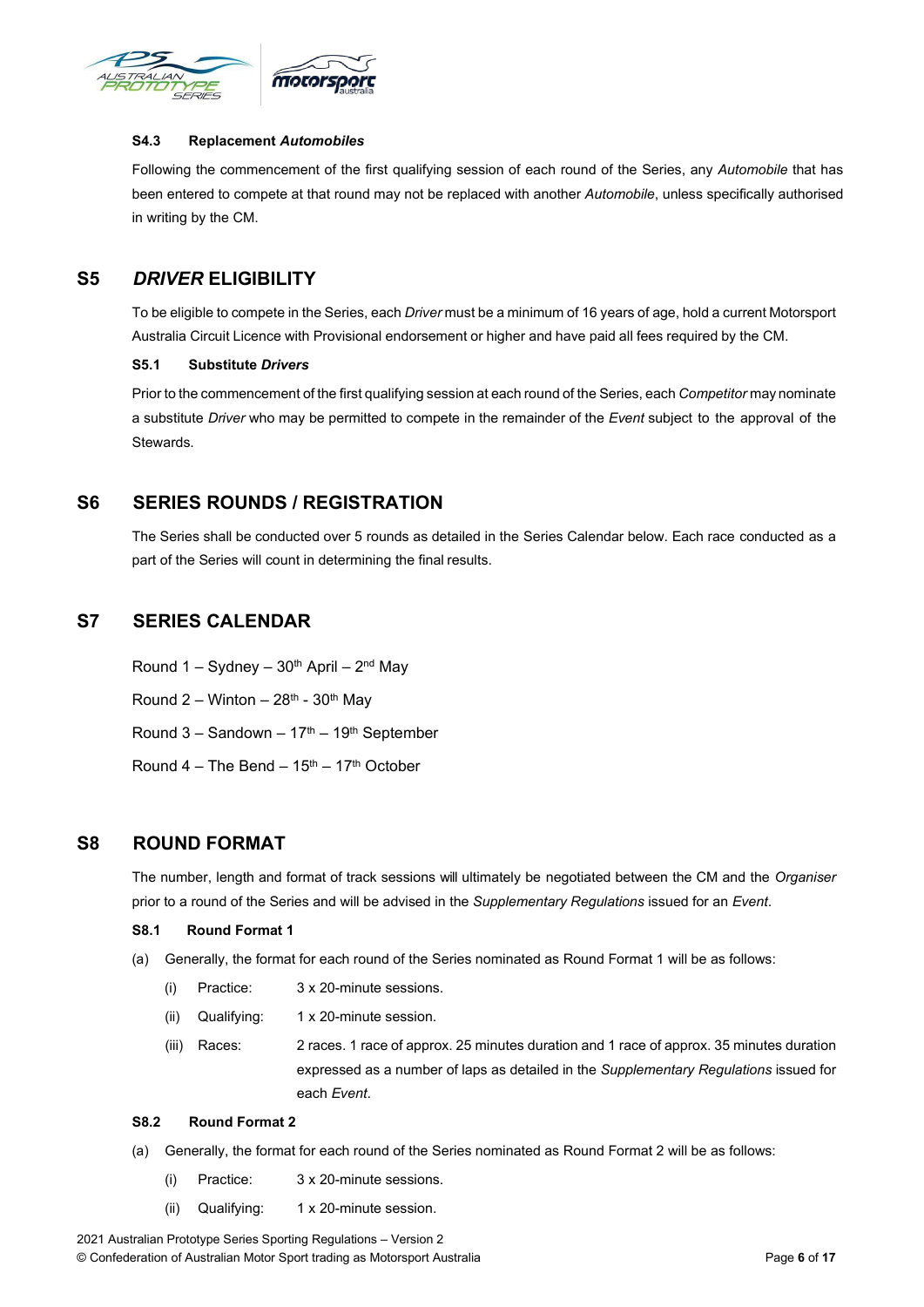### S4.3 Replacement *Automobiles*

Following the commencement of the first qualifying session of each round of the Series, any *Automobile* that has been entered to compete at that round may not be replaced with another *Automobile*, unless specifically authorised in writing by the CM.

## S5 *DRIVER* ELIGIBILITY

To be eligible to compete in the Series, each *Driver* must be a minimum of 16 years of age, hold a current Motorsport Australia Circuit Licence with Provisional endorsement or higher and have paid all fees required by the CM.

### S5.1 Substitute *Drivers*

Prior to the commencement of the first qualifying session at each round of the Series, each *Competitor* may nominate a substitute *Driver* who may be permitted to compete in the remainder of the *Event* subject to the approval of the Stewards.

## S6 SERIES ROUNDS / REGISTRATION

The Series shall be conducted over 5 rounds as detailed in the Series Calendar below. Each race conducted as a part of the Series will count in determining the final results.

## S7 SERIES CALENDAR

Round 1 – Sydney – 30th April – 2nd May

Round 2 – Winton – 28th - 30th May

Round 3 – Sandown – 17th – 19th September

Round 4 – The Bend – 15th – 17th October

## S8 ROUND FORMAT

The number, length and format of track sessions will ultimately be negotiated between the CM and the *Organiser* prior to a round of the Series and will be advised in the *Supplementary Regulations* issued for an *Event*.

### S8.1 Round Format 1

(a) Generally, the format for each round of the Series nominated as Round Format 1 will be as follows:

- (i) Practice: 3 x 20-minute sessions.
- (ii) Qualifying: 1 x 20-minute session.
- (iii) Races: 2 races. 1 race of approx. 25 minutes duration and 1 race of approx. 35 minutes duration expressed as a number of laps as detailed in the *Supplementary Regulations* issued for each *Event*.

### S8.2 Round Format 2

(a) Generally, the format for each round of the Series nominated as Round Format 2 will be as follows:

- (i) Practice: 3 x 20-minute sessions.
- (ii) Qualifying: 1 x 20-minute session.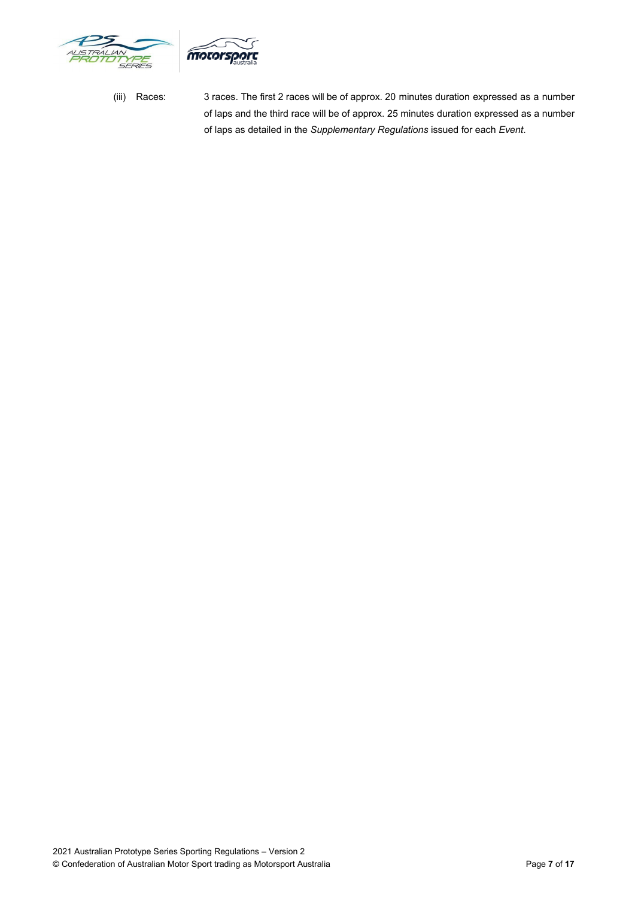(iii) Races: 3 races. The first 2 races will be of approx. 20 minutes duration expressed as a number of laps and the third race will be of approx. 25 minutes duration expressed as a number of laps as detailed in the *Supplementary Regulations* issued for each *Event*.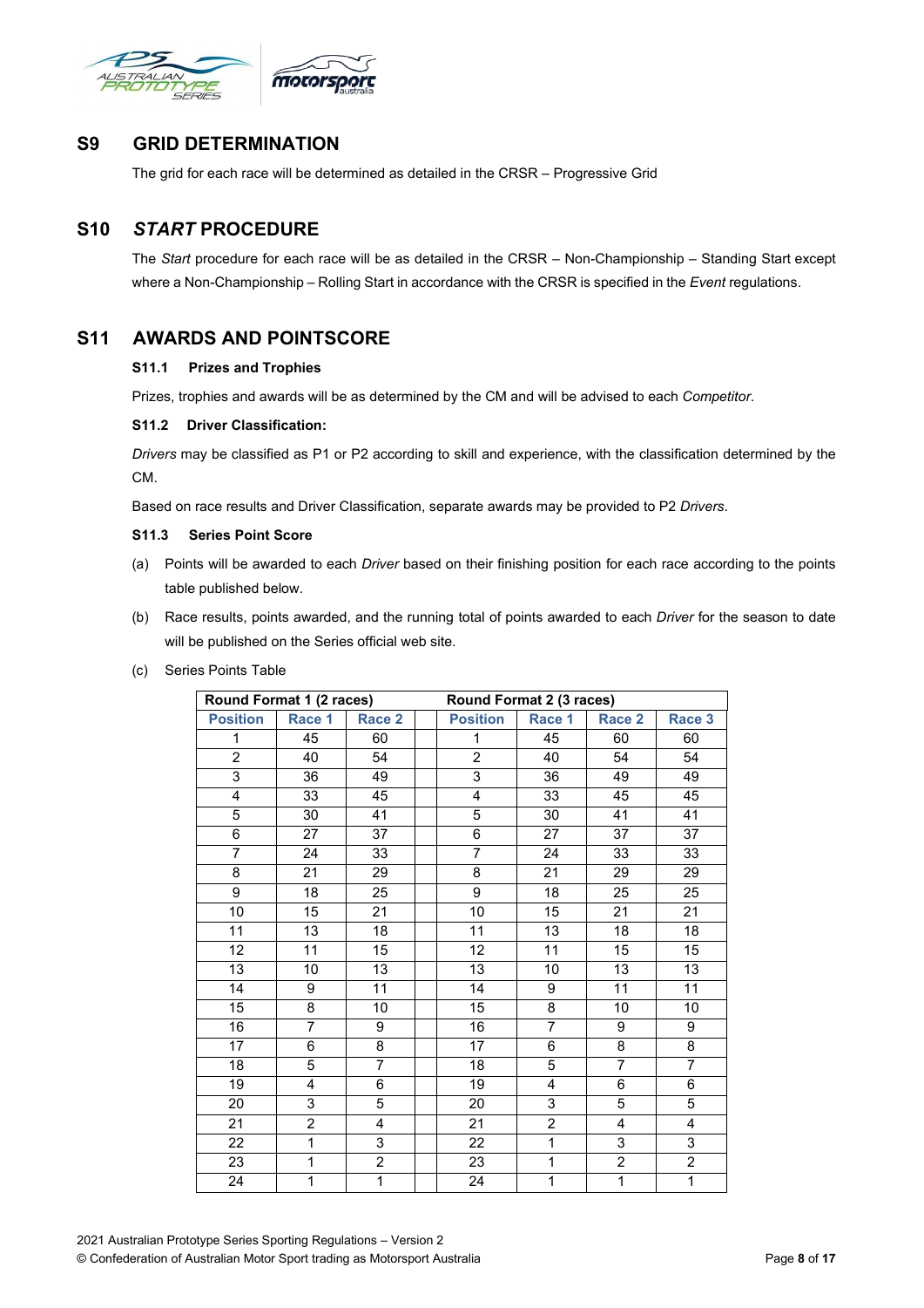## S9 GRID DETERMINATION

The grid for each race will be determined as detailed in the CRSR – Progressive Grid

## S10 *START* PROCEDURE

The *Start* procedure for each race will be as detailed in the CRSR – Non-Championship – Standing Start except where a Non-Championship – Rolling Start in accordance with the CRSR is specified in the *Event* regulations.

## S11 AWARDS AND POINTSCORE

### S11.1 Prizes and Trophies

Prizes, trophies and awards will be as determined by the CM and will be advised to each *Competitor*.

### S11.2 Driver Classification:

*Drivers* may be classified as P1 or P2 according to skill and experience, with the classification determined by the CM.

Based on race results and Driver Classification, separate awards may be provided to P2 *Drivers*.

### S11.3 Series Point Score

(a) Points will be awarded to each *Driver* based on their finishing position for each race according to the points table published below.

(b) Race results, points awarded, and the running total of points awarded to each *Driver* for the season to date will be published on the Series official web site.

(c) Series Points Table

| Round Format 1 (2 races) | | | | Round Format 2 (3 races) | | | |
|---|---|---|---|---|---|---|---|
| **Position** | **Race 1** | **Race 2** | | **Position** | **Race 1** | **Race 2** | **Race 3** |
| 1 | 45 | 60 | | 1 | 45 | 60 | 60 |
| 2 | 40 | 54 | | 2 | 40 | 54 | 54 |
| 3 | 36 | 49 | | 3 | 36 | 49 | 49 |
| 4 | 33 | 45 | | 4 | 33 | 45 | 45 |
| 5 | 30 | 41 | | 5 | 30 | 41 | 41 |
| 6 | 27 | 37 | | 6 | 27 | 37 | 37 |
| 7 | 24 | 33 | | 7 | 24 | 33 | 33 |
| 8 | 21 | 29 | | 8 | 21 | 29 | 29 |
| 9 | 18 | 25 | | 9 | 18 | 25 | 25 |
| 10 | 15 | 21 | | 10 | 15 | 21 | 21 |
| 11 | 13 | 18 | | 11 | 13 | 18 | 18 |
| 12 | 11 | 15 | | 12 | 11 | 15 | 15 |
| 13 | 10 | 13 | | 13 | 10 | 13 | 13 |
| 14 | 9 | 11 | | 14 | 9 | 11 | 11 |
| 15 | 8 | 10 | | 15 | 8 | 10 | 10 |
| 16 | 7 | 9 | | 16 | 7 | 9 | 9 |
| 17 | 6 | 8 | | 17 | 6 | 8 | 8 |
| 18 | 5 | 7 | | 18 | 5 | 7 | 7 |
| 19 | 4 | 6 | | 19 | 4 | 6 | 6 |
| 20 | 3 | 5 | | 20 | 3 | 5 | 5 |
| 21 | 2 | 4 | | 21 | 2 | 4 | 4 |
| 22 | 1 | 3 | | 22 | 1 | 3 | 3 |
| 23 | 1 | 2 | | 23 | 1 | 2 | 2 |
| 24 | 1 | 1 | | 24 | 1 | 1 | 1 |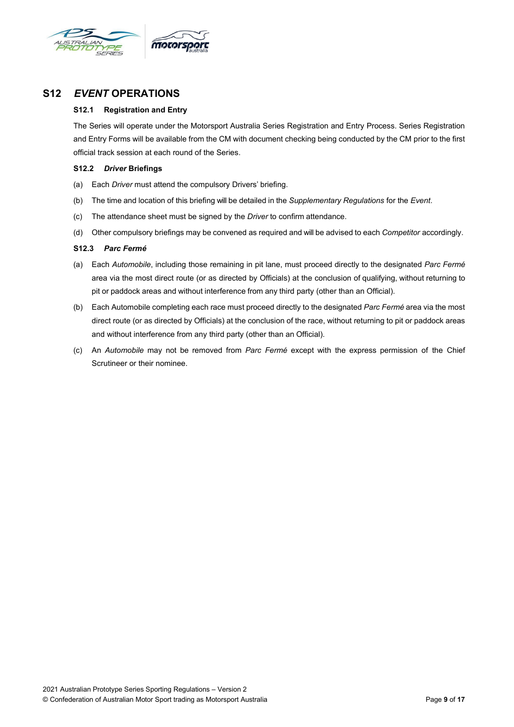# S12 *EVENT* OPERATIONS

### S12.1 Registration and Entry

The Series will operate under the Motorsport Australia Series Registration and Entry Process. Series Registration and Entry Forms will be available from the CM with document checking being conducted by the CM prior to the first official track session at each round of the Series.

### S12.2 *Driver* Briefings

(a) Each *Driver* must attend the compulsory Drivers' briefing.

(b) The time and location of this briefing will be detailed in the *Supplementary Regulations* for the *Event*.

(c) The attendance sheet must be signed by the *Driver* to confirm attendance.

(d) Other compulsory briefings may be convened as required and will be advised to each *Competitor* accordingly.

### S12.3 *Parc Fermé*

(a) Each *Automobile*, including those remaining in pit lane, must proceed directly to the designated *Parc Fermé* area via the most direct route (or as directed by Officials) at the conclusion of qualifying, without returning to pit or paddock areas and without interference from any third party (other than an Official).

(b) Each Automobile completing each race must proceed directly to the designated *Parc Fermé* area via the most direct route (or as directed by Officials) at the conclusion of the race, without returning to pit or paddock areas and without interference from any third party (other than an Official).

(c) An *Automobile* may not be removed from *Parc Fermé* except with the express permission of the Chief Scrutineer or their nominee.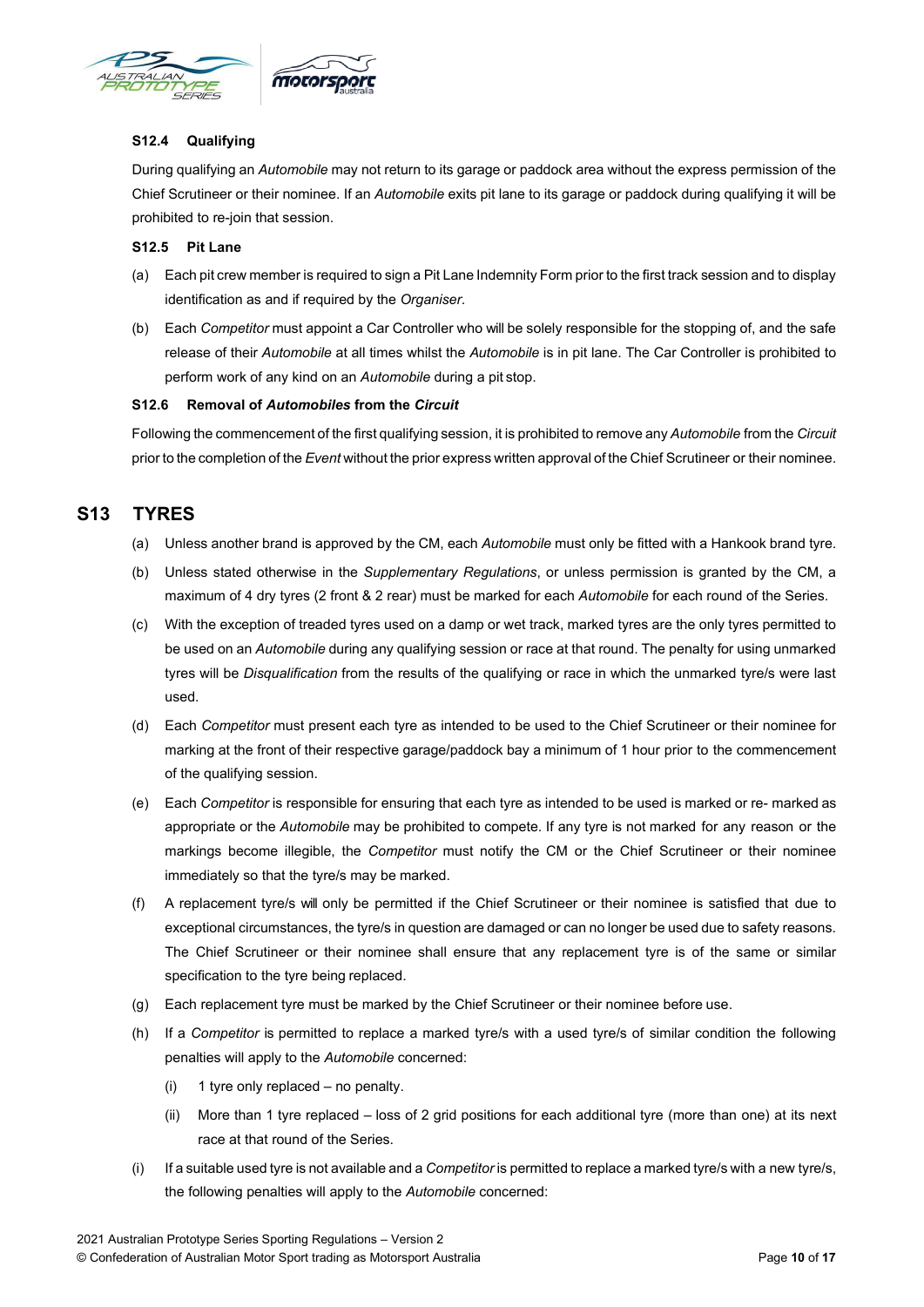### S12.4 Qualifying

During qualifying an *Automobile* may not return to its garage or paddock area without the express permission of the Chief Scrutineer or their nominee. If an *Automobile* exits pit lane to its garage or paddock during qualifying it will be prohibited to re-join that session.

### S12.5 Pit Lane

(a) Each pit crew member is required to sign a Pit Lane Indemnity Form prior to the first track session and to display identification as and if required by the *Organiser*.

(b) Each *Competitor* must appoint a Car Controller who will be solely responsible for the stopping of, and the safe release of their *Automobile* at all times whilst the *Automobile* is in pit lane. The Car Controller is prohibited to perform work of any kind on an *Automobile* during a pit stop.

### S12.6 Removal of *Automobiles* from the *Circuit*

Following the commencement of the first qualifying session, it is prohibited to remove any *Automobile* from the *Circuit* prior to the completion of the *Event* without the prior express written approval of the Chief Scrutineer or their nominee.

## S13 TYRES

(a) Unless another brand is approved by the CM, each *Automobile* must only be fitted with a Hankook brand tyre.

(b) Unless stated otherwise in the *Supplementary Regulations*, or unless permission is granted by the CM, a maximum of 4 dry tyres (2 front & 2 rear) must be marked for each *Automobile* for each round of the Series.

(c) With the exception of treaded tyres used on a damp or wet track, marked tyres are the only tyres permitted to be used on an *Automobile* during any qualifying session or race at that round. The penalty for using unmarked tyres will be *Disqualification* from the results of the qualifying or race in which the unmarked tyre/s were last used.

(d) Each *Competitor* must present each tyre as intended to be used to the Chief Scrutineer or their nominee for marking at the front of their respective garage/paddock bay a minimum of 1 hour prior to the commencement of the qualifying session.

(e) Each *Competitor* is responsible for ensuring that each tyre as intended to be used is marked or re- marked as appropriate or the *Automobile* may be prohibited to compete. If any tyre is not marked for any reason or the markings become illegible, the *Competitor* must notify the CM or the Chief Scrutineer or their nominee immediately so that the tyre/s may be marked.

(f) A replacement tyre/s will only be permitted if the Chief Scrutineer or their nominee is satisfied that due to exceptional circumstances, the tyre/s in question are damaged or can no longer be used due to safety reasons. The Chief Scrutineer or their nominee shall ensure that any replacement tyre is of the same or similar specification to the tyre being replaced.

(g) Each replacement tyre must be marked by the Chief Scrutineer or their nominee before use.

(h) If a *Competitor* is permitted to replace a marked tyre/s with a used tyre/s of similar condition the following penalties will apply to the *Automobile* concerned:

   (i) 1 tyre only replaced – no penalty.

   (ii) More than 1 tyre replaced – loss of 2 grid positions for each additional tyre (more than one) at its next race at that round of the Series.

(i) If a suitable used tyre is not available and a *Competitor* is permitted to replace a marked tyre/s with a new tyre/s, the following penalties will apply to the *Automobile* concerned: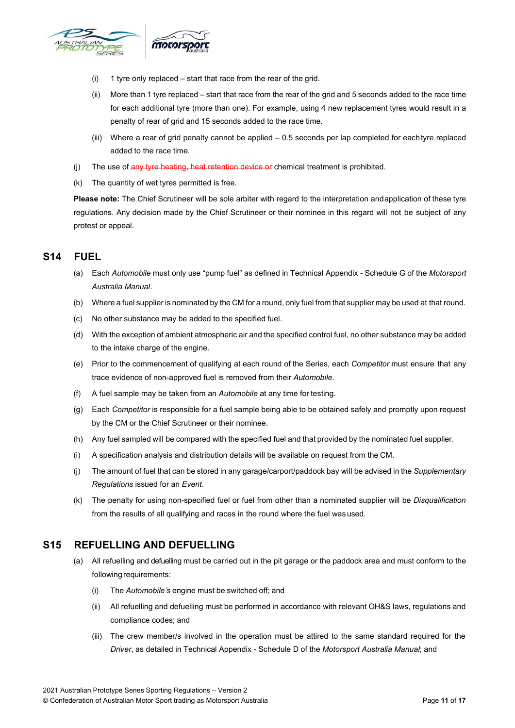(i) 1 tyre only replaced – start that race from the rear of the grid.

(ii) More than 1 tyre replaced – start that race from the rear of the grid and 5 seconds added to the race time for each additional tyre (more than one). For example, using 4 new replacement tyres would result in a penalty of rear of grid and 15 seconds added to the race time.

(iii) Where a rear of grid penalty cannot be applied – 0.5 seconds per lap completed for each tyre replaced added to the race time.

(j) The use of ~~any tyre heating, heat retention device or~~ chemical treatment is prohibited.

(k) The quantity of wet tyres permitted is free.

**Please note:** The Chief Scrutineer will be sole arbiter with regard to the interpretation and application of these tyre regulations. Any decision made by the Chief Scrutineer or their nominee in this regard will not be subject of any protest or appeal.

## S14 FUEL

(a) Each *Automobile* must only use "pump fuel" as defined in Technical Appendix - Schedule G of the *Motorsport Australia Manual*.

(b) Where a fuel supplier is nominated by the CM for a round, only fuel from that supplier may be used at that round.

(c) No other substance may be added to the specified fuel.

(d) With the exception of ambient atmospheric air and the specified control fuel, no other substance may be added to the intake charge of the engine.

(e) Prior to the commencement of qualifying at each round of the Series, each *Competitor* must ensure that any trace evidence of non-approved fuel is removed from their *Automobile*.

(f) A fuel sample may be taken from an *Automobile* at any time for testing.

(g) Each *Competitor* is responsible for a fuel sample being able to be obtained safely and promptly upon request by the CM or the Chief Scrutineer or their nominee.

(h) Any fuel sampled will be compared with the specified fuel and that provided by the nominated fuel supplier.

(i) A specification analysis and distribution details will be available on request from the CM.

(j) The amount of fuel that can be stored in any garage/carport/paddock bay will be advised in the *Supplementary Regulations* issued for an *Event*.

(k) The penalty for using non-specified fuel or fuel from other than a nominated supplier will be *Disqualification* from the results of all qualifying and races in the round where the fuel was used.

## S15 REFUELLING AND DEFUELLING

(a) All refuelling and defuelling must be carried out in the pit garage or the paddock area and must conform to the following requirements:

(i) The *Automobile's* engine must be switched off; and

(ii) All refuelling and defuelling must be performed in accordance with relevant OH&S laws, regulations and compliance codes; and

(iii) The crew member/s involved in the operation must be attired to the same standard required for the *Driver*, as detailed in Technical Appendix - Schedule D of the *Motorsport Australia Manual*; and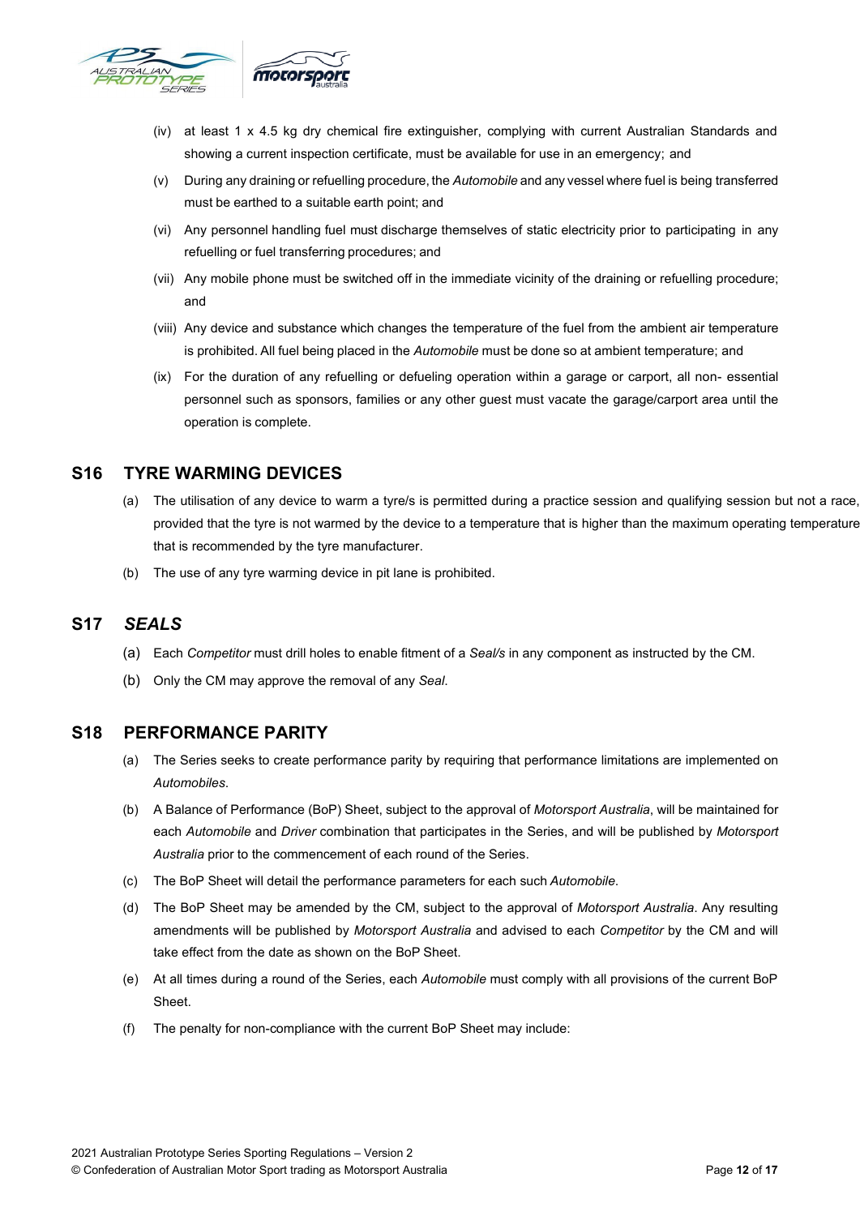(iv) at least 1 x 4.5 kg dry chemical fire extinguisher, complying with current Australian Standards and showing a current inspection certificate, must be available for use in an emergency; and

(v) During any draining or refuelling procedure, the *Automobile* and any vessel where fuel is being transferred must be earthed to a suitable earth point; and

(vi) Any personnel handling fuel must discharge themselves of static electricity prior to participating in any refuelling or fuel transferring procedures; and

(vii) Any mobile phone must be switched off in the immediate vicinity of the draining or refuelling procedure; and

(viii) Any device and substance which changes the temperature of the fuel from the ambient air temperature is prohibited. All fuel being placed in the *Automobile* must be done so at ambient temperature; and

(ix) For the duration of any refuelling or defueling operation within a garage or carport, all non- essential personnel such as sponsors, families or any other guest must vacate the garage/carport area until the operation is complete.

## S16 TYRE WARMING DEVICES

(a) The utilisation of any device to warm a tyre/s is permitted during a practice session and qualifying session but not a race, provided that the tyre is not warmed by the device to a temperature that is higher than the maximum operating temperature that is recommended by the tyre manufacturer.

(b) The use of any tyre warming device in pit lane is prohibited.

## S17 *SEALS*

(a) Each *Competitor* must drill holes to enable fitment of a *Seal/s* in any component as instructed by the CM.

(b) Only the CM may approve the removal of any *Seal*.

## S18 PERFORMANCE PARITY

(a) The Series seeks to create performance parity by requiring that performance limitations are implemented on *Automobiles*.

(b) A Balance of Performance (BoP) Sheet, subject to the approval of *Motorsport Australia*, will be maintained for each *Automobile* and *Driver* combination that participates in the Series, and will be published by *Motorsport Australia* prior to the commencement of each round of the Series.

(c) The BoP Sheet will detail the performance parameters for each such *Automobile*.

(d) The BoP Sheet may be amended by the CM, subject to the approval of *Motorsport Australia*. Any resulting amendments will be published by *Motorsport Australia* and advised to each *Competitor* by the CM and will take effect from the date as shown on the BoP Sheet.

(e) At all times during a round of the Series, each *Automobile* must comply with all provisions of the current BoP Sheet.

(f) The penalty for non-compliance with the current BoP Sheet may include: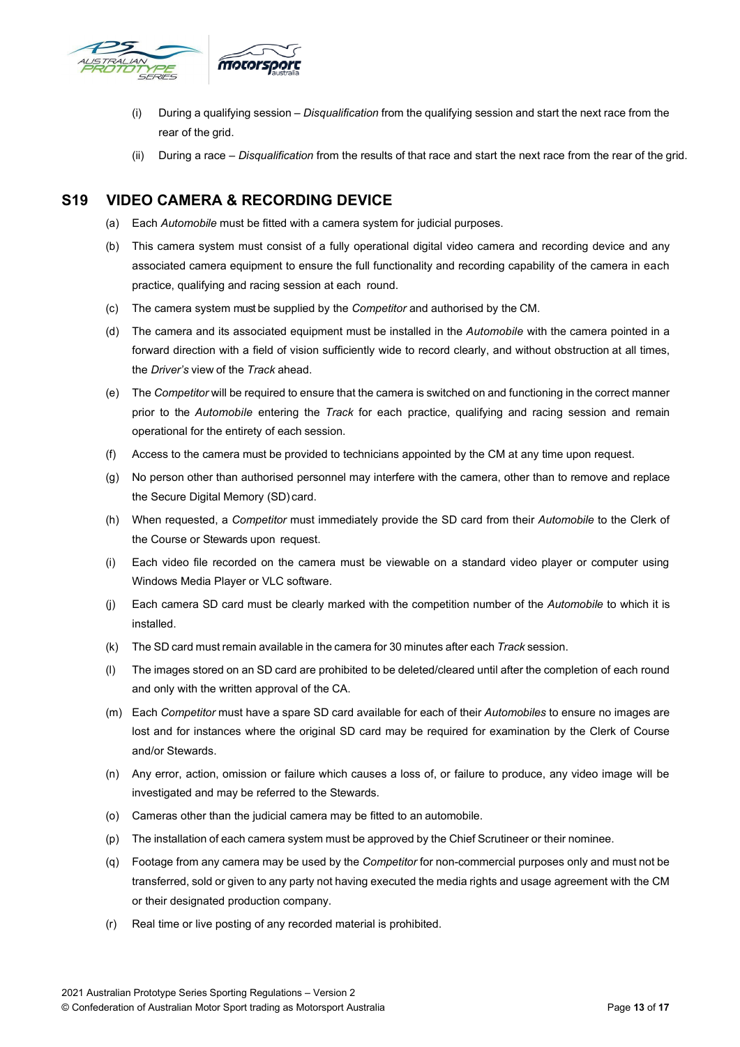(i) During a qualifying session – *Disqualification* from the qualifying session and start the next race from the rear of the grid.

(ii) During a race – *Disqualification* from the results of that race and start the next race from the rear of the grid.

## S19 VIDEO CAMERA & RECORDING DEVICE

(a) Each *Automobile* must be fitted with a camera system for judicial purposes.

(b) This camera system must consist of a fully operational digital video camera and recording device and any associated camera equipment to ensure the full functionality and recording capability of the camera in each practice, qualifying and racing session at each round.

(c) The camera system must be supplied by the *Competitor* and authorised by the CM.

(d) The camera and its associated equipment must be installed in the *Automobile* with the camera pointed in a forward direction with a field of vision sufficiently wide to record clearly, and without obstruction at all times, the *Driver's* view of the *Track* ahead.

(e) The *Competitor* will be required to ensure that the camera is switched on and functioning in the correct manner prior to the *Automobile* entering the *Track* for each practice, qualifying and racing session and remain operational for the entirety of each session.

(f) Access to the camera must be provided to technicians appointed by the CM at any time upon request.

(g) No person other than authorised personnel may interfere with the camera, other than to remove and replace the Secure Digital Memory (SD) card.

(h) When requested, a *Competitor* must immediately provide the SD card from their *Automobile* to the Clerk of the Course or Stewards upon request.

(i) Each video file recorded on the camera must be viewable on a standard video player or computer using Windows Media Player or VLC software.

(j) Each camera SD card must be clearly marked with the competition number of the *Automobile* to which it is installed.

(k) The SD card must remain available in the camera for 30 minutes after each *Track* session.

(l) The images stored on an SD card are prohibited to be deleted/cleared until after the completion of each round and only with the written approval of the CA.

(m) Each *Competitor* must have a spare SD card available for each of their *Automobiles* to ensure no images are lost and for instances where the original SD card may be required for examination by the Clerk of Course and/or Stewards.

(n) Any error, action, omission or failure which causes a loss of, or failure to produce, any video image will be investigated and may be referred to the Stewards.

(o) Cameras other than the judicial camera may be fitted to an automobile.

(p) The installation of each camera system must be approved by the Chief Scrutineer or their nominee.

(q) Footage from any camera may be used by the *Competitor* for non-commercial purposes only and must not be transferred, sold or given to any party not having executed the media rights and usage agreement with the CM or their designated production company.

(r) Real time or live posting of any recorded material is prohibited.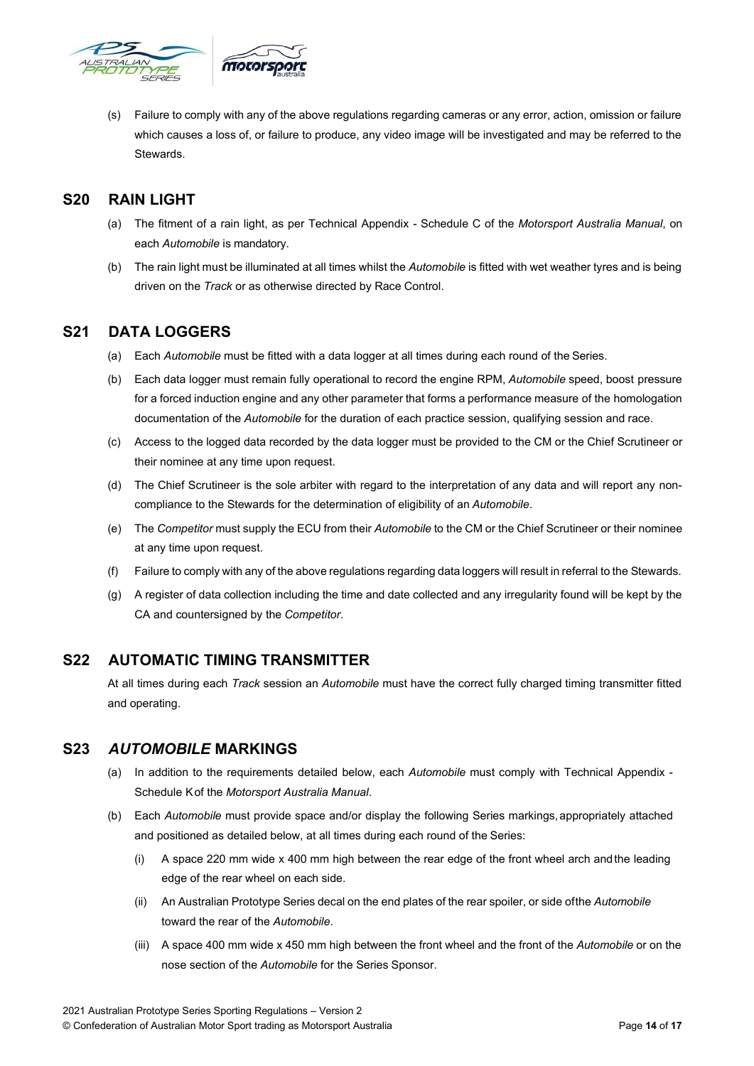(s) Failure to comply with any of the above regulations regarding cameras or any error, action, omission or failure which causes a loss of, or failure to produce, any video image will be investigated and may be referred to the Stewards.

## S20 RAIN LIGHT

(a) The fitment of a rain light, as per Technical Appendix - Schedule C of the *Motorsport Australia Manual*, on each *Automobile* is mandatory.

(b) The rain light must be illuminated at all times whilst the *Automobile* is fitted with wet weather tyres and is being driven on the *Track* or as otherwise directed by Race Control.

## S21 DATA LOGGERS

(a) Each *Automobile* must be fitted with a data logger at all times during each round of the Series.

(b) Each data logger must remain fully operational to record the engine RPM, *Automobile* speed, boost pressure for a forced induction engine and any other parameter that forms a performance measure of the homologation documentation of the *Automobile* for the duration of each practice session, qualifying session and race.

(c) Access to the logged data recorded by the data logger must be provided to the CM or the Chief Scrutineer or their nominee at any time upon request.

(d) The Chief Scrutineer is the sole arbiter with regard to the interpretation of any data and will report any non-compliance to the Stewards for the determination of eligibility of an *Automobile*.

(e) The *Competitor* must supply the ECU from their *Automobile* to the CM or the Chief Scrutineer or their nominee at any time upon request.

(f) Failure to comply with any of the above regulations regarding data loggers will result in referral to the Stewards.

(g) A register of data collection including the time and date collected and any irregularity found will be kept by the CA and countersigned by the *Competitor*.

## S22 AUTOMATIC TIMING TRANSMITTER

At all times during each *Track* session an *Automobile* must have the correct fully charged timing transmitter fitted and operating.

## S23 *AUTOMOBILE* MARKINGS

(a) In addition to the requirements detailed below, each *Automobile* must comply with Technical Appendix - Schedule K of the *Motorsport Australia Manual*.

(b) Each *Automobile* must provide space and/or display the following Series markings, appropriately attached and positioned as detailed below, at all times during each round of the Series:

(i) A space 220 mm wide x 400 mm high between the rear edge of the front wheel arch and the leading edge of the rear wheel on each side.

(ii) An Australian Prototype Series decal on the end plates of the rear spoiler, or side of the *Automobile* toward the rear of the *Automobile*.

(iii) A space 400 mm wide x 450 mm high between the front wheel and the front of the *Automobile* or on the nose section of the *Automobile* for the Series Sponsor.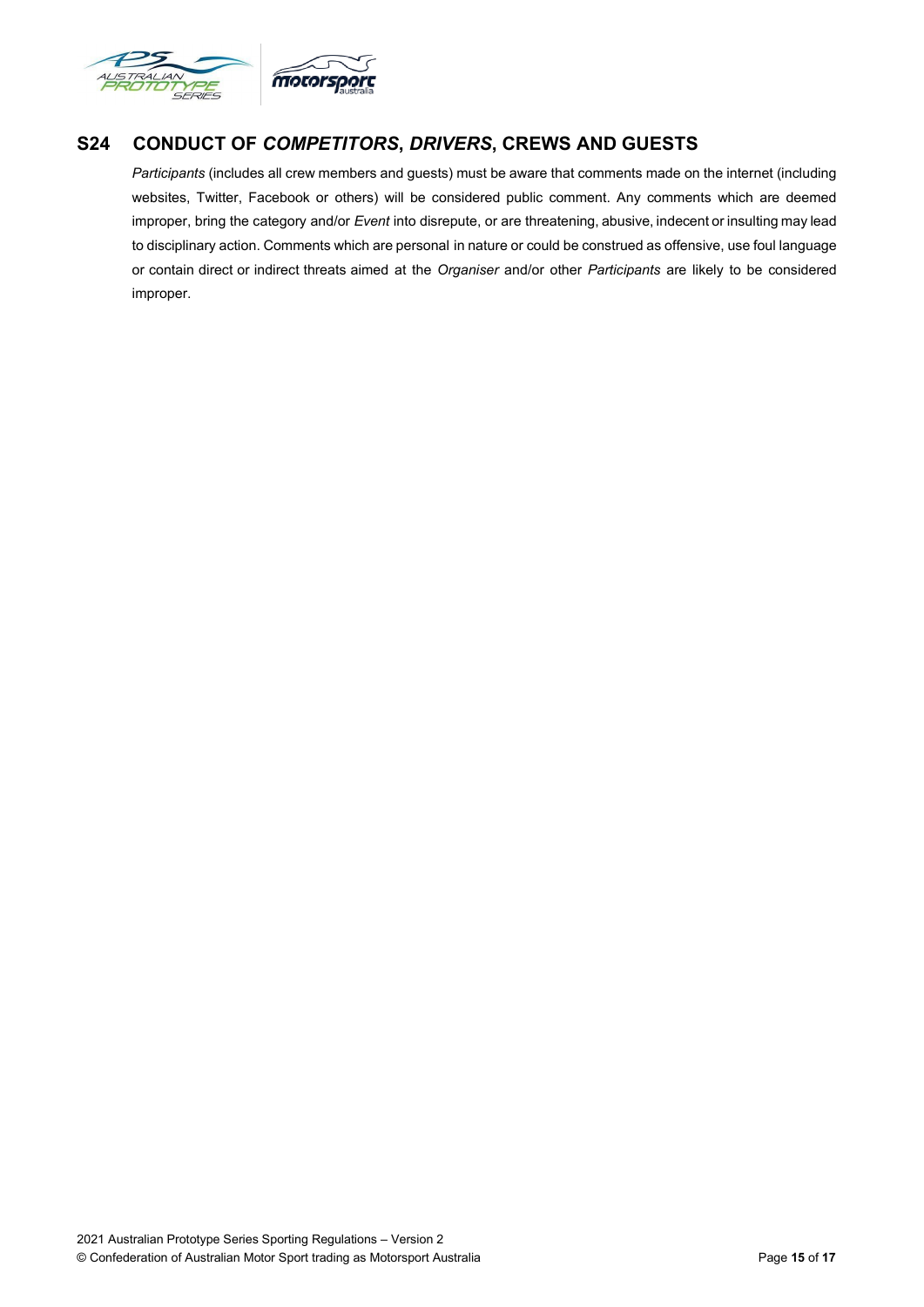## S24 CONDUCT OF *COMPETITORS*, *DRIVERS*, CREWS AND GUESTS

*Participants* (includes all crew members and guests) must be aware that comments made on the internet (including websites, Twitter, Facebook or others) will be considered public comment. Any comments which are deemed improper, bring the category and/or *Event* into disrepute, or are threatening, abusive, indecent or insulting may lead to disciplinary action. Comments which are personal in nature or could be construed as offensive, use foul language or contain direct or indirect threats aimed at the *Organiser* and/or other *Participants* are likely to be considered improper.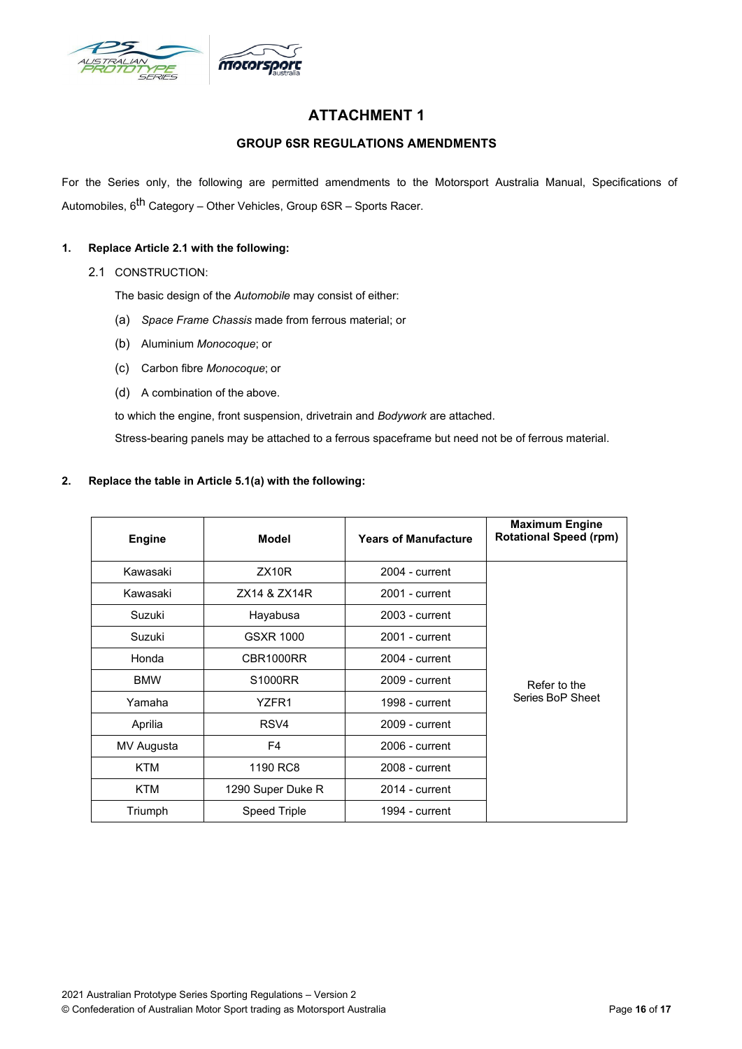# ATTACHMENT 1

## GROUP 6SR REGULATIONS AMENDMENTS

For the Series only, the following are permitted amendments to the Motorsport Australia Manual, Specifications of Automobiles, 6th Category – Other Vehicles, Group 6SR – Sports Racer.

**1. Replace Article 2.1 with the following:**

2.1 CONSTRUCTION:

The basic design of the *Automobile* may consist of either:

(a) *Space Frame Chassis* made from ferrous material; or

(b) Aluminium *Monocoque*; or

(c) Carbon fibre *Monocoque*; or

(d) A combination of the above.

to which the engine, front suspension, drivetrain and *Bodywork* are attached.

Stress-bearing panels may be attached to a ferrous spaceframe but need not be of ferrous material.

**2. Replace the table in Article 5.1(a) with the following:**

| Engine | Model | Years of Manufacture | Maximum Engine Rotational Speed (rpm) |
|---|---|---|---|
| Kawasaki | ZX10R | 2004 - current | Refer to the Series BoP Sheet |
| Kawasaki | ZX14 & ZX14R | 2001 - current | |
| Suzuki | Hayabusa | 2003 - current | |
| Suzuki | GSXR 1000 | 2001 - current | |
| Honda | CBR1000RR | 2004 - current | |
| BMW | S1000RR | 2009 - current | |
| Yamaha | YZFR1 | 1998 - current | |
| Aprilia | RSV4 | 2009 - current | |
| MV Augusta | F4 | 2006 - current | |
| KTM | 1190 RC8 | 2008 - current | |
| KTM | 1290 Super Duke R | 2014 - current | |
| Triumph | Speed Triple | 1994 - current | |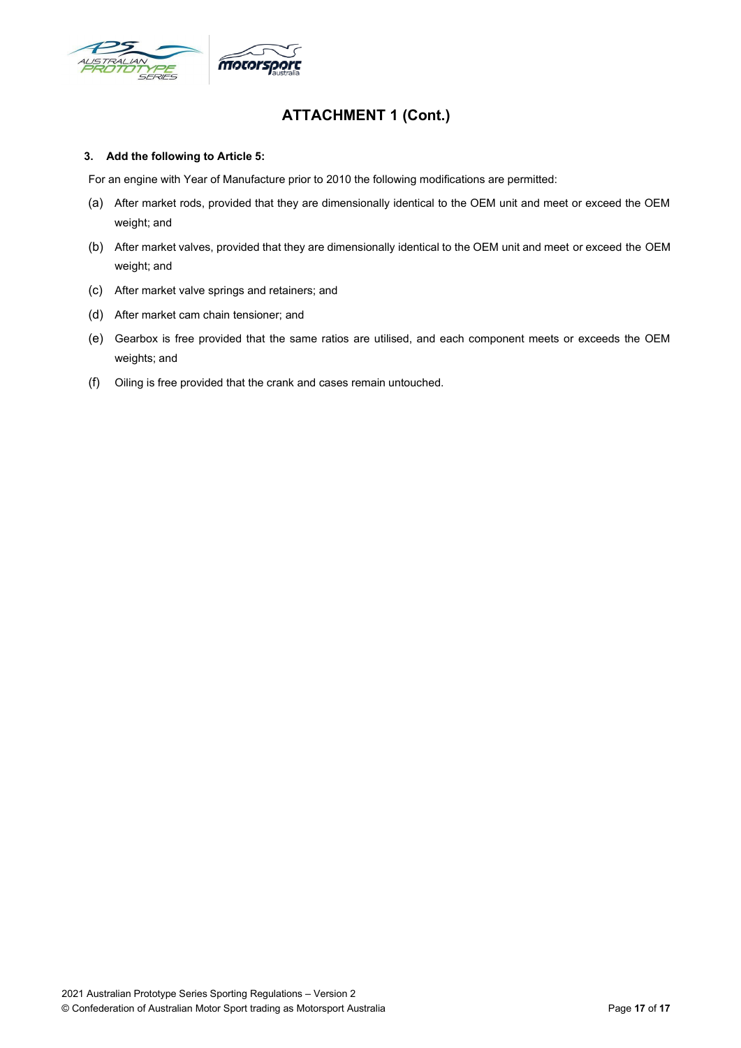## ATTACHMENT 1 (Cont.)

**3. Add the following to Article 5:**

For an engine with Year of Manufacture prior to 2010 the following modifications are permitted:

(a) After market rods, provided that they are dimensionally identical to the OEM unit and meet or exceed the OEM weight; and

(b) After market valves, provided that they are dimensionally identical to the OEM unit and meet or exceed the OEM weight; and

(c) After market valve springs and retainers; and

(d) After market cam chain tensioner; and

(e) Gearbox is free provided that the same ratios are utilised, and each component meets or exceeds the OEM weights; and

(f) Oiling is free provided that the crank and cases remain untouched.